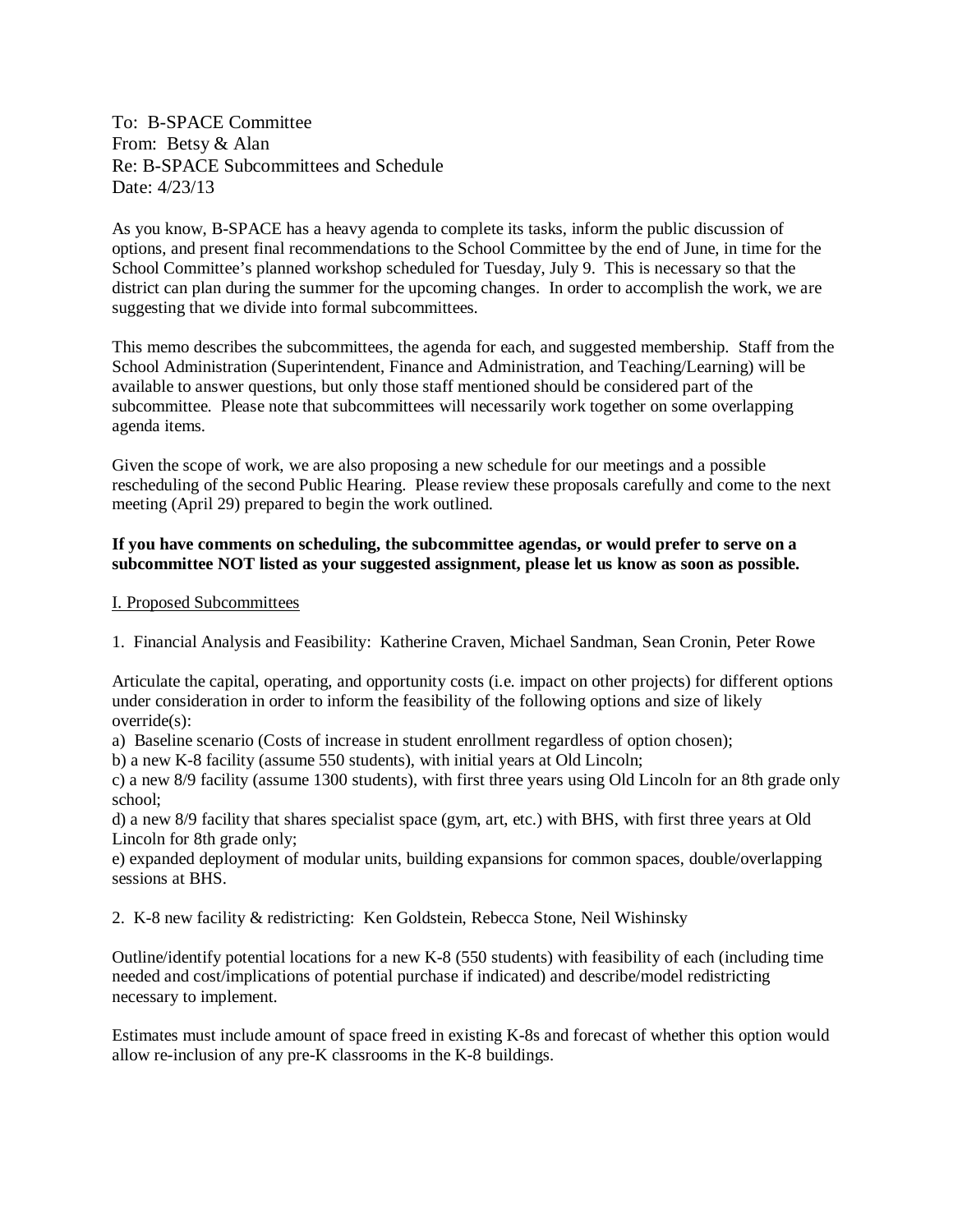To: B-SPACE Committee
From: Betsy & Alan
Re: B-SPACE Subcommittees and Schedule
Date: 4/23/13

As you know, B-SPACE has a heavy agenda to complete its tasks, inform the public discussion of options, and present final recommendations to the School Committee by the end of June, in time for the School Committee's planned workshop scheduled for Tuesday, July 9. This is necessary so that the district can plan during the summer for the upcoming changes. In order to accomplish the work, we are suggesting that we divide into formal subcommittees.

This memo describes the subcommittees, the agenda for each, and suggested membership. Staff from the School Administration (Superintendent, Finance and Administration, and Teaching/Learning) will be available to answer questions, but only those staff mentioned should be considered part of the subcommittee. Please note that subcommittees will necessarily work together on some overlapping agenda items.

Given the scope of work, we are also proposing a new schedule for our meetings and a possible rescheduling of the second Public Hearing. Please review these proposals carefully and come to the next meeting (April 29) prepared to begin the work outlined.

**If you have comments on scheduling, the subcommittee agendas, or would prefer to serve on a subcommittee NOT listed as your suggested assignment, please let us know as soon as possible.**

<u>I. Proposed Subcommittees</u>

1. Financial Analysis and Feasibility: Katherine Craven, Michael Sandman, Sean Cronin, Peter Rowe

Articulate the capital, operating, and opportunity costs (i.e. impact on other projects) for different options under consideration in order to inform the feasibility of the following options and size of likely override(s):

a) Baseline scenario (Costs of increase in student enrollment regardless of option chosen);
b) a new K-8 facility (assume 550 students), with initial years at Old Lincoln;
c) a new 8/9 facility (assume 1300 students), with first three years using Old Lincoln for an 8th grade only school;
d) a new 8/9 facility that shares specialist space (gym, art, etc.) with BHS, with first three years at Old Lincoln for 8th grade only;
e) expanded deployment of modular units, building expansions for common spaces, double/overlapping sessions at BHS.

2. K-8 new facility & redistricting: Ken Goldstein, Rebecca Stone, Neil Wishinsky

Outline/identify potential locations for a new K-8 (550 students) with feasibility of each (including time needed and cost/implications of potential purchase if indicated) and describe/model redistricting necessary to implement.

Estimates must include amount of space freed in existing K-8s and forecast of whether this option would allow re-inclusion of any pre-K classrooms in the K-8 buildings.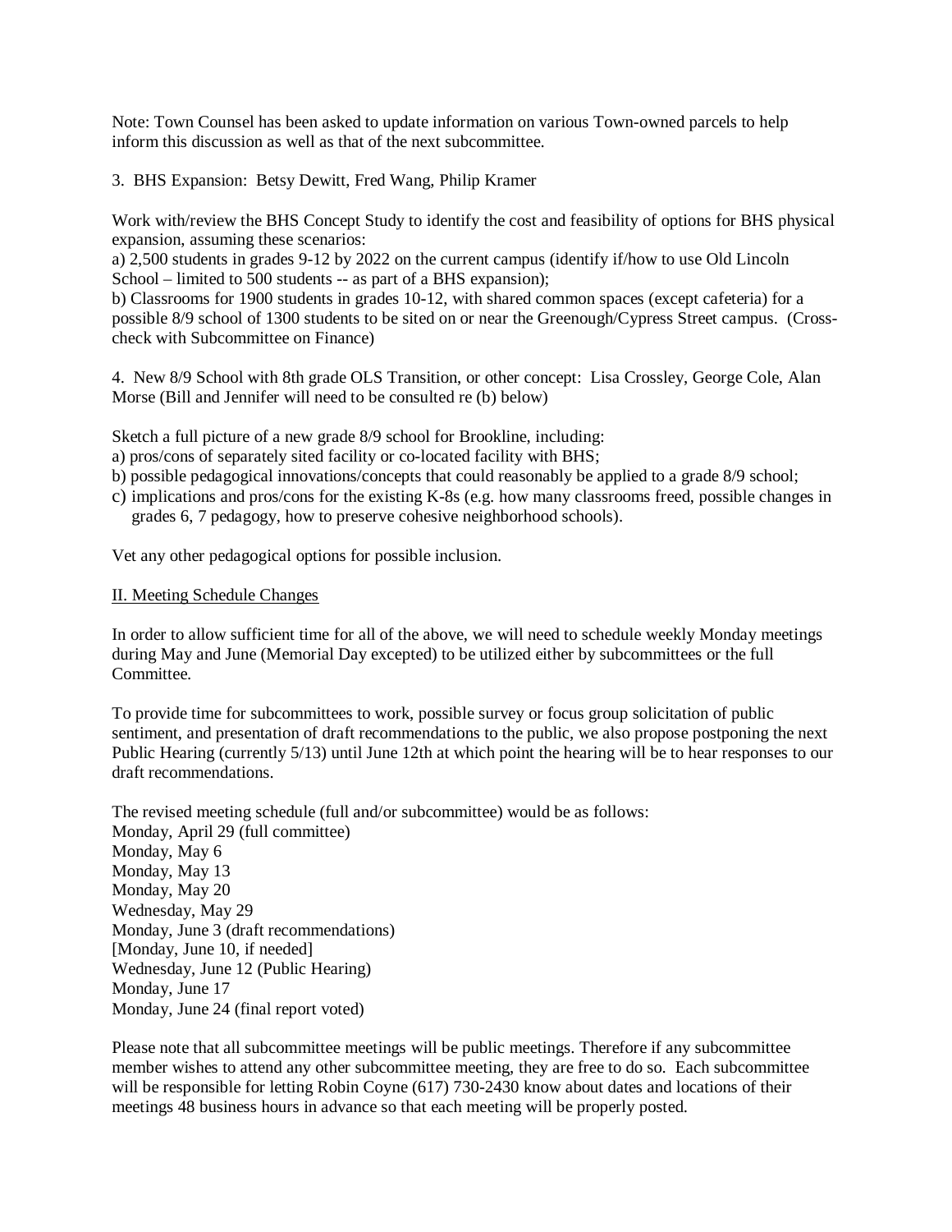Note: Town Counsel has been asked to update information on various Town-owned parcels to help inform this discussion as well as that of the next subcommittee.

3. BHS Expansion: Betsy Dewitt, Fred Wang, Philip Kramer

Work with/review the BHS Concept Study to identify the cost and feasibility of options for BHS physical expansion, assuming these scenarios:

a) 2,500 students in grades 9-12 by 2022 on the current campus (identify if/how to use Old Lincoln School – limited to 500 students -- as part of a BHS expansion);

b) Classrooms for 1900 students in grades 10-12, with shared common spaces (except cafeteria) for a possible 8/9 school of 1300 students to be sited on or near the Greenough/Cypress Street campus. (Cross-check with Subcommittee on Finance)

4. New 8/9 School with 8th grade OLS Transition, or other concept: Lisa Crossley, George Cole, Alan Morse (Bill and Jennifer will need to be consulted re (b) below)

Sketch a full picture of a new grade 8/9 school for Brookline, including:

a) pros/cons of separately sited facility or co-located facility with BHS;

b) possible pedagogical innovations/concepts that could reasonably be applied to a grade 8/9 school;

c) implications and pros/cons for the existing K-8s (e.g. how many classrooms freed, possible changes in grades 6, 7 pedagogy, how to preserve cohesive neighborhood schools).

Vet any other pedagogical options for possible inclusion.

II. Meeting Schedule Changes

In order to allow sufficient time for all of the above, we will need to schedule weekly Monday meetings during May and June (Memorial Day excepted) to be utilized either by subcommittees or the full Committee.

To provide time for subcommittees to work, possible survey or focus group solicitation of public sentiment, and presentation of draft recommendations to the public, we also propose postponing the next Public Hearing (currently 5/13) until June 12th at which point the hearing will be to hear responses to our draft recommendations.

The revised meeting schedule (full and/or subcommittee) would be as follows:

Monday, April 29 (full committee)
Monday, May 6
Monday, May 13
Monday, May 20
Wednesday, May 29
Monday, June 3 (draft recommendations)
[Monday, June 10, if needed]
Wednesday, June 12 (Public Hearing)
Monday, June 17
Monday, June 24 (final report voted)

Please note that all subcommittee meetings will be public meetings. Therefore if any subcommittee member wishes to attend any other subcommittee meeting, they are free to do so. Each subcommittee will be responsible for letting Robin Coyne (617) 730-2430 know about dates and locations of their meetings 48 business hours in advance so that each meeting will be properly posted.